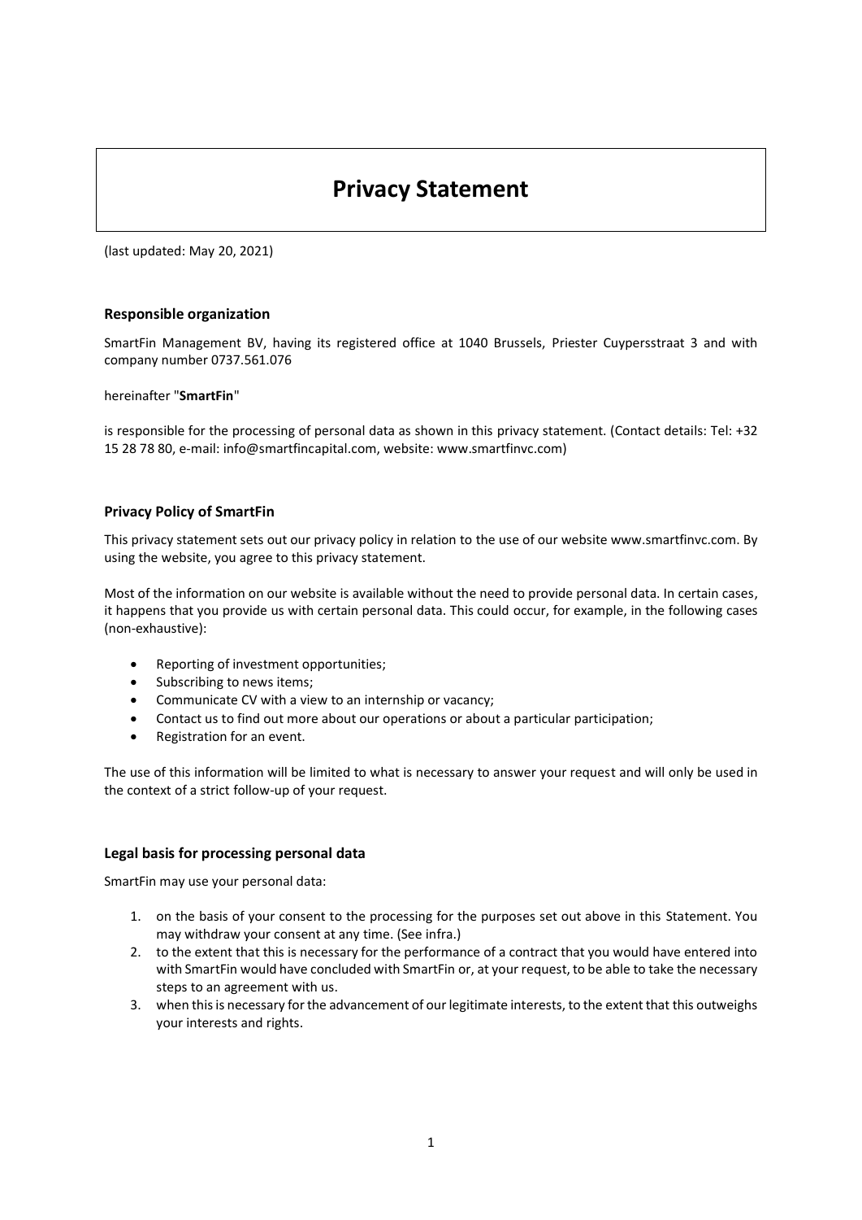# Privacy Statement

(last updated: May 20, 2021)

## Responsible organization

SmartFin Management BV, having its registered office at 1040 Brussels, Priester Cuypersstraat 3 and with company number 0737.561.076

hereinafter "**SmartFin**"

is responsible for the processing of personal data as shown in this privacy statement. (Contact details: Tel: +32 15 28 78 80, e-mail: info@smartfincapital.com, website: www.smartfinvc.com)

## Privacy Policy of SmartFin

This privacy statement sets out our privacy policy in relation to the use of our website www.smartfinvc.com. By using the website, you agree to this privacy statement.

Most of the information on our website is available without the need to provide personal data. In certain cases, it happens that you provide us with certain personal data. This could occur, for example, in the following cases (non-exhaustive):

- Reporting of investment opportunities;
- Subscribing to news items;
- Communicate CV with a view to an internship or vacancy;
- Contact us to find out more about our operations or about a particular participation;
- Registration for an event.

The use of this information will be limited to what is necessary to answer your request and will only be used in the context of a strict follow-up of your request.

## Legal basis for processing personal data

SmartFin may use your personal data:

1. on the basis of your consent to the processing for the purposes set out above in this Statement. You may withdraw your consent at any time. (See infra.)
2. to the extent that this is necessary for the performance of a contract that you would have entered into with SmartFin would have concluded with SmartFin or, at your request, to be able to take the necessary steps to an agreement with us.
3. when this is necessary for the advancement of our legitimate interests, to the extent that this outweighs your interests and rights.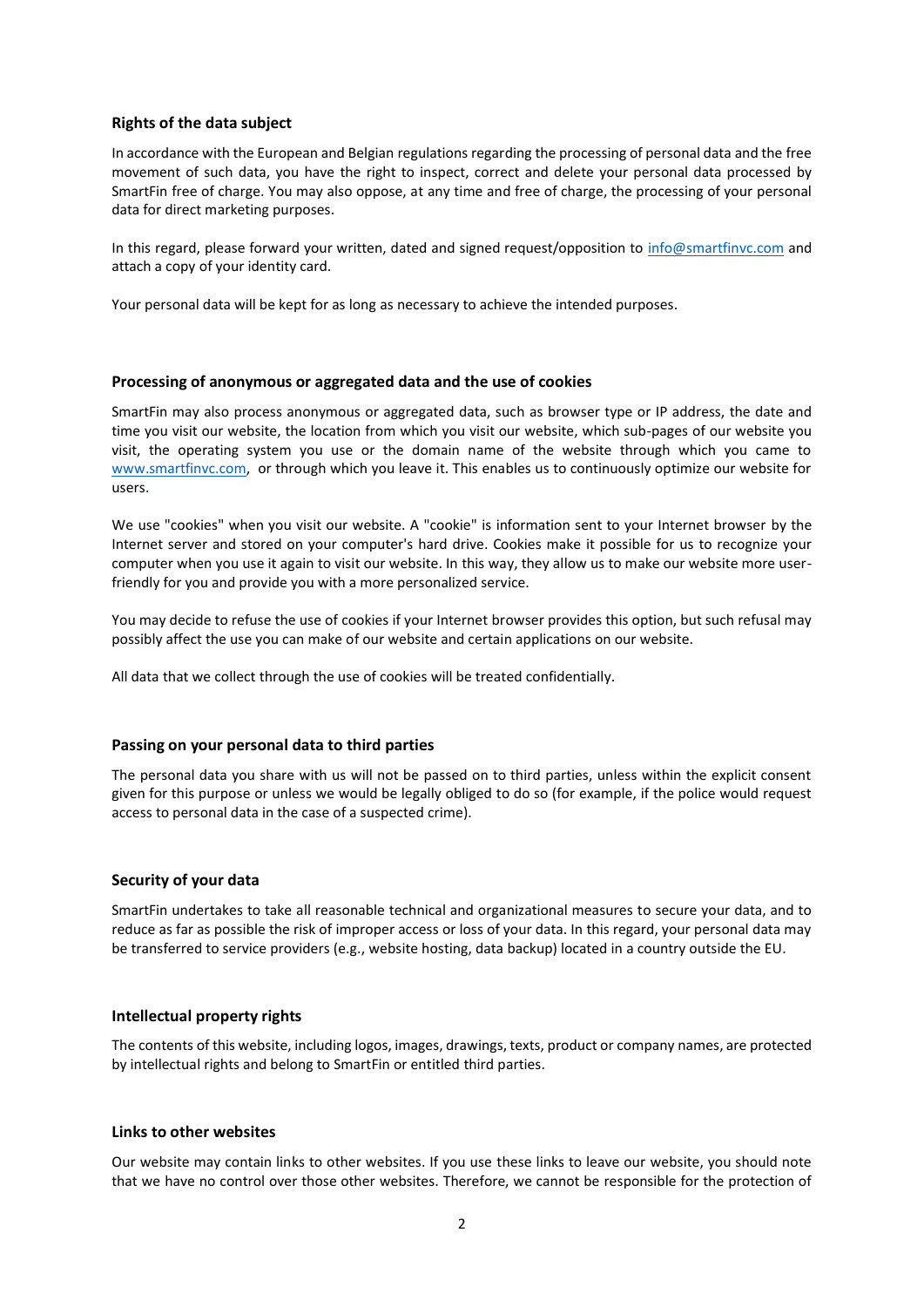## Rights of the data subject

In accordance with the European and Belgian regulations regarding the processing of personal data and the free movement of such data, you have the right to inspect, correct and delete your personal data processed by SmartFin free of charge. You may also oppose, at any time and free of charge, the processing of your personal data for direct marketing purposes.

In this regard, please forward your written, dated and signed request/opposition to [info@smartfinvc.com](mailto:info@smartfinvc.com) and attach a copy of your identity card.

Your personal data will be kept for as long as necessary to achieve the intended purposes.

## Processing of anonymous or aggregated data and the use of cookies

SmartFin may also process anonymous or aggregated data, such as browser type or IP address, the date and time you visit our website, the location from which you visit our website, which sub-pages of our website you visit, the operating system you use or the domain name of the website through which you came to [www.smartfinvc.com](http://www.smartfinvc.com), or through which you leave it. This enables us to continuously optimize our website for users.

We use "cookies" when you visit our website. A "cookie" is information sent to your Internet browser by the Internet server and stored on your computer's hard drive. Cookies make it possible for us to recognize your computer when you use it again to visit our website. In this way, they allow us to make our website more user-friendly for you and provide you with a more personalized service.

You may decide to refuse the use of cookies if your Internet browser provides this option, but such refusal may possibly affect the use you can make of our website and certain applications on our website.

All data that we collect through the use of cookies will be treated confidentially.

## Passing on your personal data to third parties

The personal data you share with us will not be passed on to third parties, unless within the explicit consent given for this purpose or unless we would be legally obliged to do so (for example, if the police would request access to personal data in the case of a suspected crime).

## Security of your data

SmartFin undertakes to take all reasonable technical and organizational measures to secure your data, and to reduce as far as possible the risk of improper access or loss of your data. In this regard, your personal data may be transferred to service providers (e.g., website hosting, data backup) located in a country outside the EU.

## Intellectual property rights

The contents of this website, including logos, images, drawings, texts, product or company names, are protected by intellectual rights and belong to SmartFin or entitled third parties.

## Links to other websites

Our website may contain links to other websites. If you use these links to leave our website, you should note that we have no control over those other websites. Therefore, we cannot be responsible for the protection of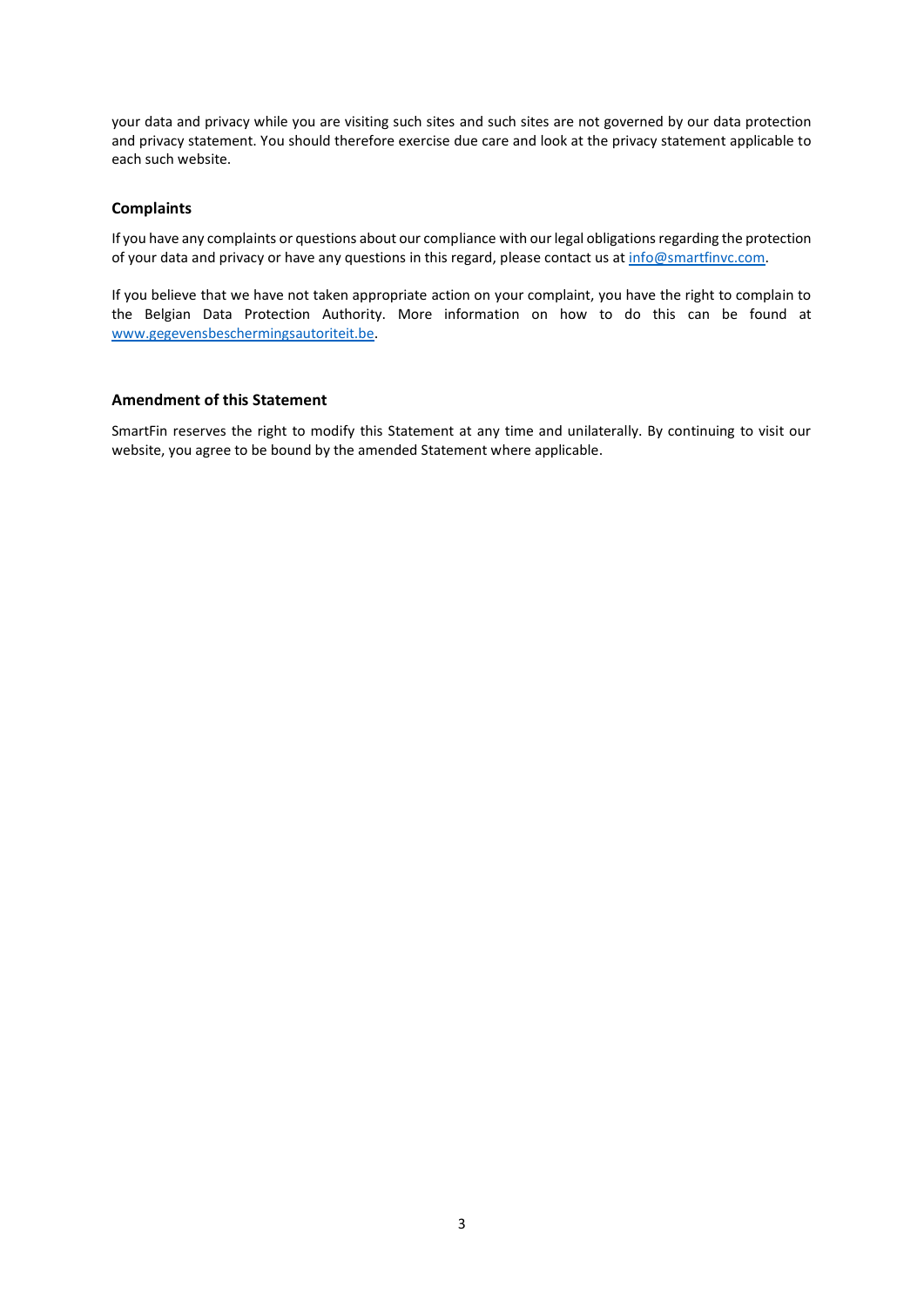your data and privacy while you are visiting such sites and such sites are not governed by our data protection and privacy statement. You should therefore exercise due care and look at the privacy statement applicable to each such website.

## Complaints

If you have any complaints or questions about our compliance with our legal obligations regarding the protection of your data and privacy or have any questions in this regard, please contact us at info@smartfinvc.com.

If you believe that we have not taken appropriate action on your complaint, you have the right to complain to the Belgian Data Protection Authority. More information on how to do this can be found at www.gegevensbeschermingsautoriteit.be.

## Amendment of this Statement

SmartFin reserves the right to modify this Statement at any time and unilaterally. By continuing to visit our website, you agree to be bound by the amended Statement where applicable.